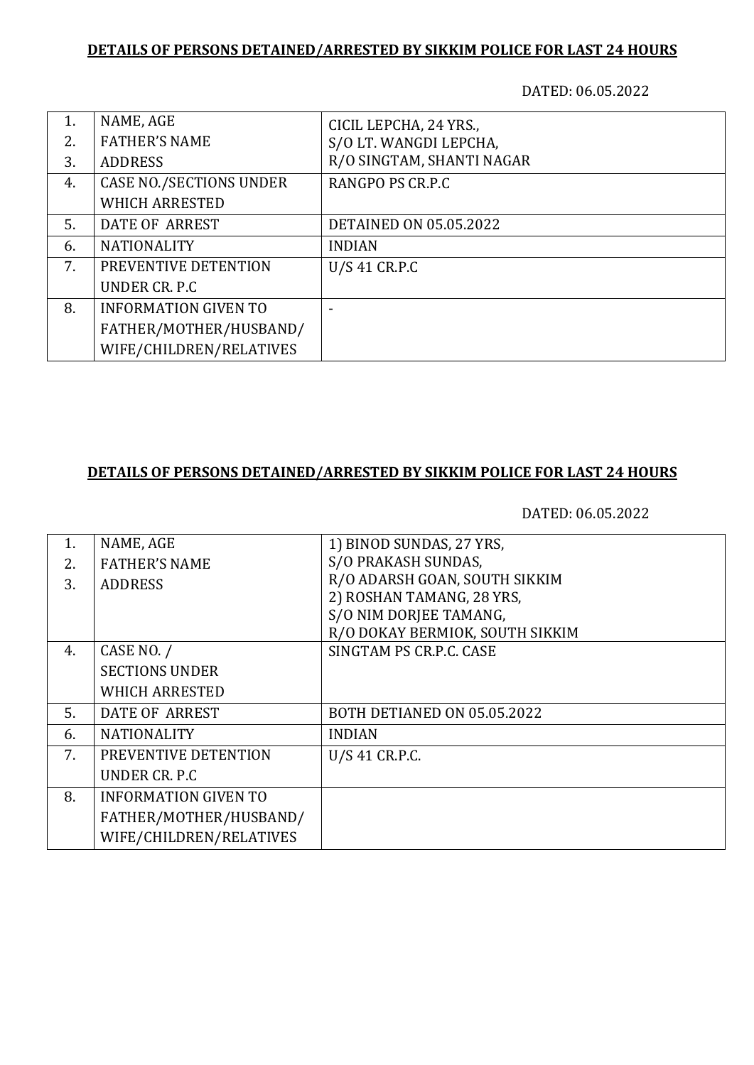**DETAILS OF PERSONS DETAINED/ARRESTED BY SIKKIM POLICE FOR LAST 24 HOURS**

DATED: 06.05.2022

| | | |
|---|---|---|
| 1.<br>2.<br>3. | NAME, AGE<br>FATHER'S NAME<br>ADDRESS | CICIL LEPCHA, 24 YRS.,<br>S/O LT. WANGDI LEPCHA,<br>R/O SINGTAM, SHANTI NAGAR |
| 4. | CASE NO./SECTIONS UNDER WHICH ARRESTED | RANGPO PS CR.P.C |
| 5. | DATE OF ARREST | DETAINED ON 05.05.2022 |
| 6. | NATIONALITY | INDIAN |
| 7. | PREVENTIVE DETENTION UNDER CR. P.C | U/S 41 CR.P.C |
| 8. | INFORMATION GIVEN TO FATHER/MOTHER/HUSBAND/ WIFE/CHILDREN/RELATIVES | - |

**DETAILS OF PERSONS DETAINED/ARRESTED BY SIKKIM POLICE FOR LAST 24 HOURS**

DATED: 06.05.2022

| | | |
|---|---|---|
| 1.<br>2.<br>3. | NAME, AGE<br>FATHER'S NAME<br>ADDRESS | 1) BINOD SUNDAS, 27 YRS,<br>S/O PRAKASH SUNDAS,<br>R/O ADARSH GOAN, SOUTH SIKKIM<br>2) ROSHAN TAMANG, 28 YRS,<br>S/O NIM DORJEE TAMANG,<br>R/O DOKAY BERMIOK, SOUTH SIKKIM |
| 4. | CASE NO. / SECTIONS UNDER WHICH ARRESTED | SINGTAM PS CR.P.C. CASE |
| 5. | DATE OF ARREST | BOTH DETIANED ON 05.05.2022 |
| 6. | NATIONALITY | INDIAN |
| 7. | PREVENTIVE DETENTION UNDER CR. P.C | U/S 41 CR.P.C. |
| 8. | INFORMATION GIVEN TO FATHER/MOTHER/HUSBAND/ WIFE/CHILDREN/RELATIVES | |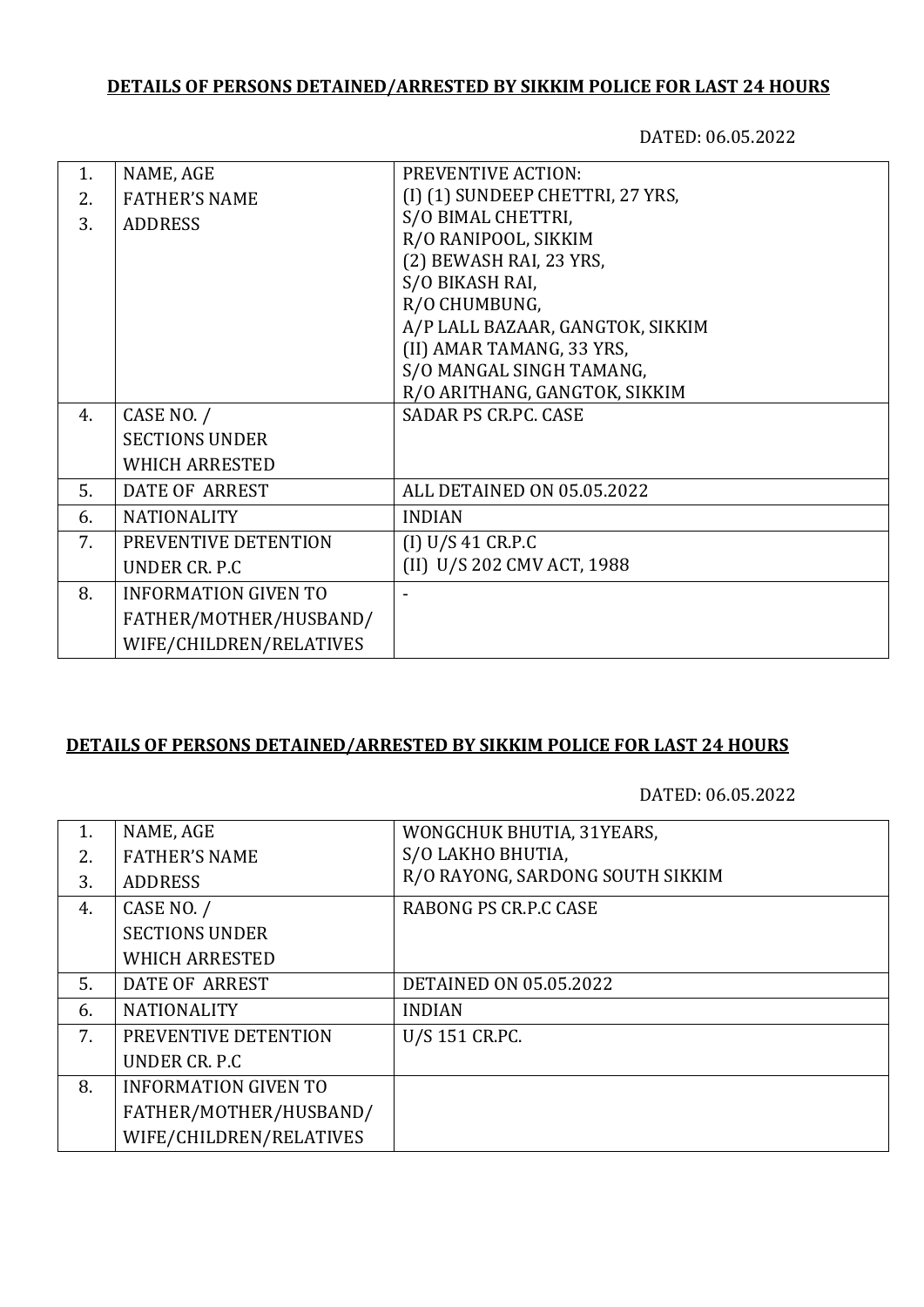**DETAILS OF PERSONS DETAINED/ARRESTED BY SIKKIM POLICE FOR LAST 24 HOURS**

DATED: 06.05.2022

| | | |
|---|---|---|
| 1.<br>2.<br>3. | NAME, AGE<br>FATHER'S NAME<br>ADDRESS | PREVENTIVE ACTION:<br>(I) (1) SUNDEEP CHETTRI, 27 YRS,<br>S/O BIMAL CHETTRI,<br>R/O RANIPOOL, SIKKIM<br>(2) BEWASH RAI, 23 YRS,<br>S/O BIKASH RAI,<br>R/O CHUMBUNG,<br>A/P LALL BAZAAR, GANGTOK, SIKKIM<br>(II) AMAR TAMANG, 33 YRS,<br>S/O MANGAL SINGH TAMANG,<br>R/O ARITHANG, GANGTOK, SIKKIM |
| 4. | CASE NO. /<br>SECTIONS UNDER<br>WHICH ARRESTED | SADAR PS CR.PC. CASE |
| 5. | DATE OF ARREST | ALL DETAINED ON 05.05.2022 |
| 6. | NATIONALITY | INDIAN |
| 7. | PREVENTIVE DETENTION<br>UNDER CR. P.C | (I) U/S 41 CR.P.C<br>(II) U/S 202 CMV ACT, 1988 |
| 8. | INFORMATION GIVEN TO<br>FATHER/MOTHER/HUSBAND/<br>WIFE/CHILDREN/RELATIVES | - |

**DETAILS OF PERSONS DETAINED/ARRESTED BY SIKKIM POLICE FOR LAST 24 HOURS**

DATED: 06.05.2022

| | | |
|---|---|---|
| 1.<br>2.<br>3. | NAME, AGE<br>FATHER'S NAME<br>ADDRESS | WONGCHUK BHUTIA, 31YEARS,<br>S/O LAKHO BHUTIA,<br>R/O RAYONG, SARDONG SOUTH SIKKIM |
| 4. | CASE NO. /<br>SECTIONS UNDER<br>WHICH ARRESTED | RABONG PS CR.P.C CASE |
| 5. | DATE OF ARREST | DETAINED ON 05.05.2022 |
| 6. | NATIONALITY | INDIAN |
| 7. | PREVENTIVE DETENTION<br>UNDER CR. P.C | U/S 151 CR.PC. |
| 8. | INFORMATION GIVEN TO<br>FATHER/MOTHER/HUSBAND/<br>WIFE/CHILDREN/RELATIVES | |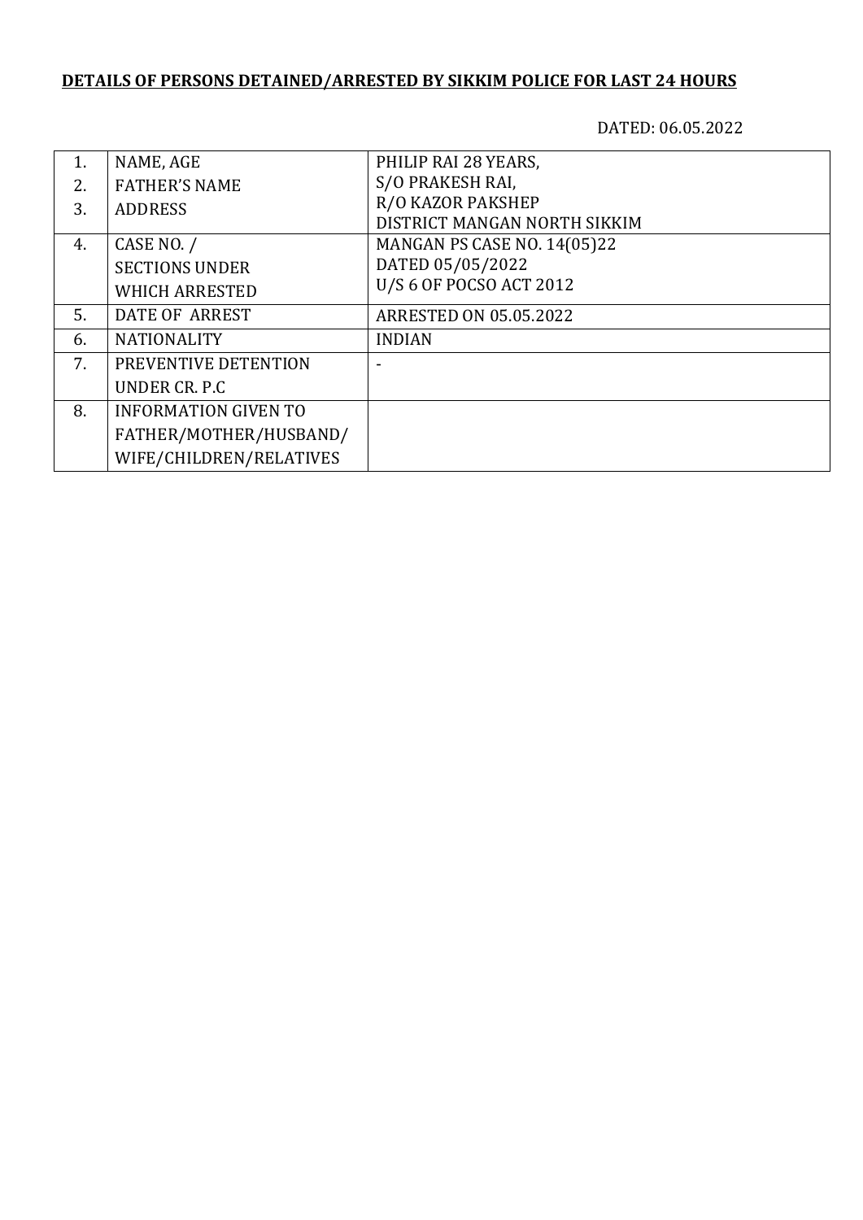**DETAILS OF PERSONS DETAINED/ARRESTED BY SIKKIM POLICE FOR LAST 24 HOURS**

DATED: 06.05.2022

| | | |
|---|---|---|
| 1.<br>2.<br>3. | NAME, AGE<br>FATHER'S NAME<br>ADDRESS | PHILIP RAI 28 YEARS,<br>S/O PRAKESH RAI,<br>R/O KAZOR PAKSHEP<br>DISTRICT MANGAN NORTH SIKKIM |
| 4. | CASE NO. /<br>SECTIONS UNDER<br>WHICH ARRESTED | MANGAN PS CASE NO. 14(05)22<br>DATED 05/05/2022<br>U/S 6 OF POCSO ACT 2012 |
| 5. | DATE OF ARREST | ARRESTED ON 05.05.2022 |
| 6. | NATIONALITY | INDIAN |
| 7. | PREVENTIVE DETENTION<br>UNDER CR. P.C | - |
| 8. | INFORMATION GIVEN TO<br>FATHER/MOTHER/HUSBAND/<br>WIFE/CHILDREN/RELATIVES | |